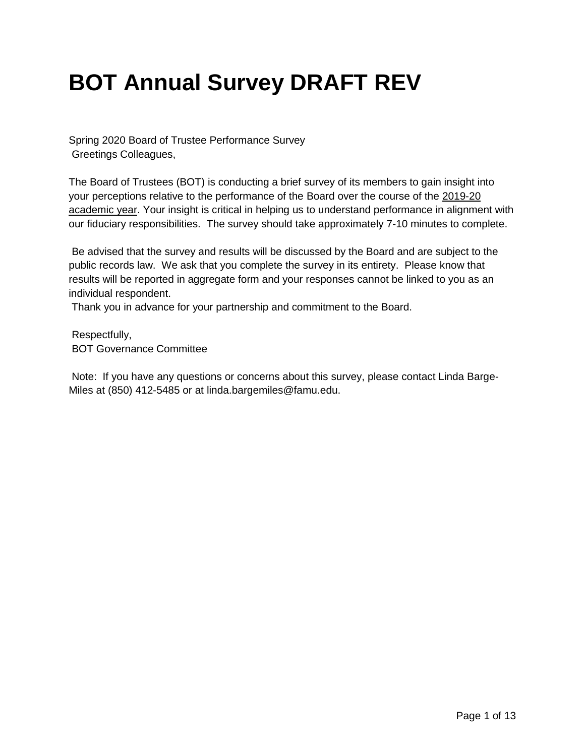# BOT Annual Survey DRAFT REV

Spring 2020 Board of Trustee Performance Survey
Greetings Colleagues,

The Board of Trustees (BOT) is conducting a brief survey of its members to gain insight into your perceptions relative to the performance of the Board over the course of the 2019-20 academic year. Your insight is critical in helping us to understand performance in alignment with our fiduciary responsibilities. The survey should take approximately 7-10 minutes to complete.

Be advised that the survey and results will be discussed by the Board and are subject to the public records law. We ask that you complete the survey in its entirety. Please know that results will be reported in aggregate form and your responses cannot be linked to you as an individual respondent.
Thank you in advance for your partnership and commitment to the Board.

Respectfully,
BOT Governance Committee

Note: If you have any questions or concerns about this survey, please contact Linda Barge-Miles at (850) 412-5485 or at linda.bargemiles@famu.edu.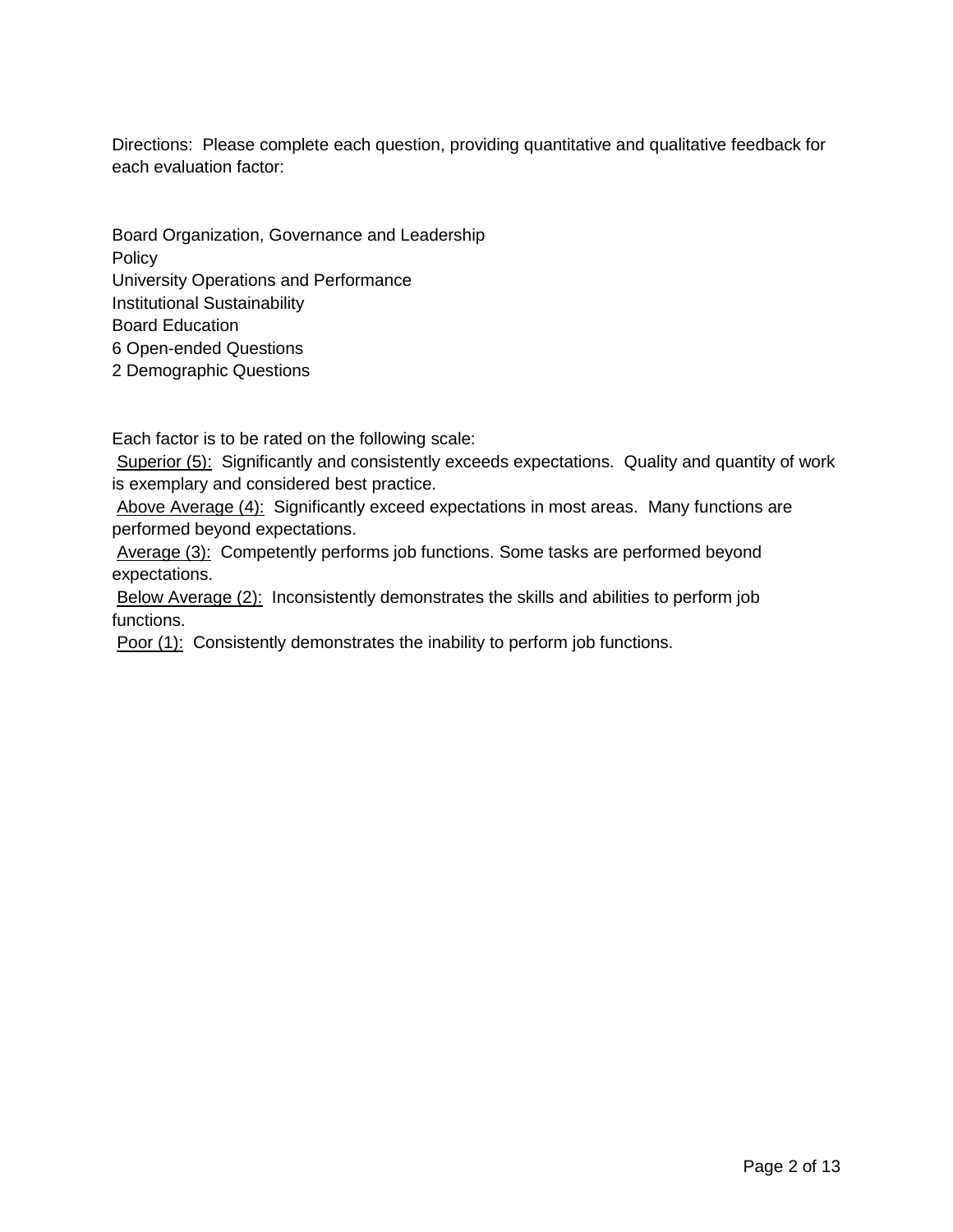Directions: Please complete each question, providing quantitative and qualitative feedback for each evaluation factor:

Board Organization, Governance and Leadership
Policy
University Operations and Performance
Institutional Sustainability
Board Education
6 Open-ended Questions
2 Demographic Questions

Each factor is to be rated on the following scale:

<u>Superior (5):</u> Significantly and consistently exceeds expectations. Quality and quantity of work is exemplary and considered best practice.

<u>Above Average (4):</u> Significantly exceed expectations in most areas. Many functions are performed beyond expectations.

<u>Average (3):</u> Competently performs job functions. Some tasks are performed beyond expectations.

<u>Below Average (2):</u> Inconsistently demonstrates the skills and abilities to perform job functions.

<u>Poor (1):</u> Consistently demonstrates the inability to perform job functions.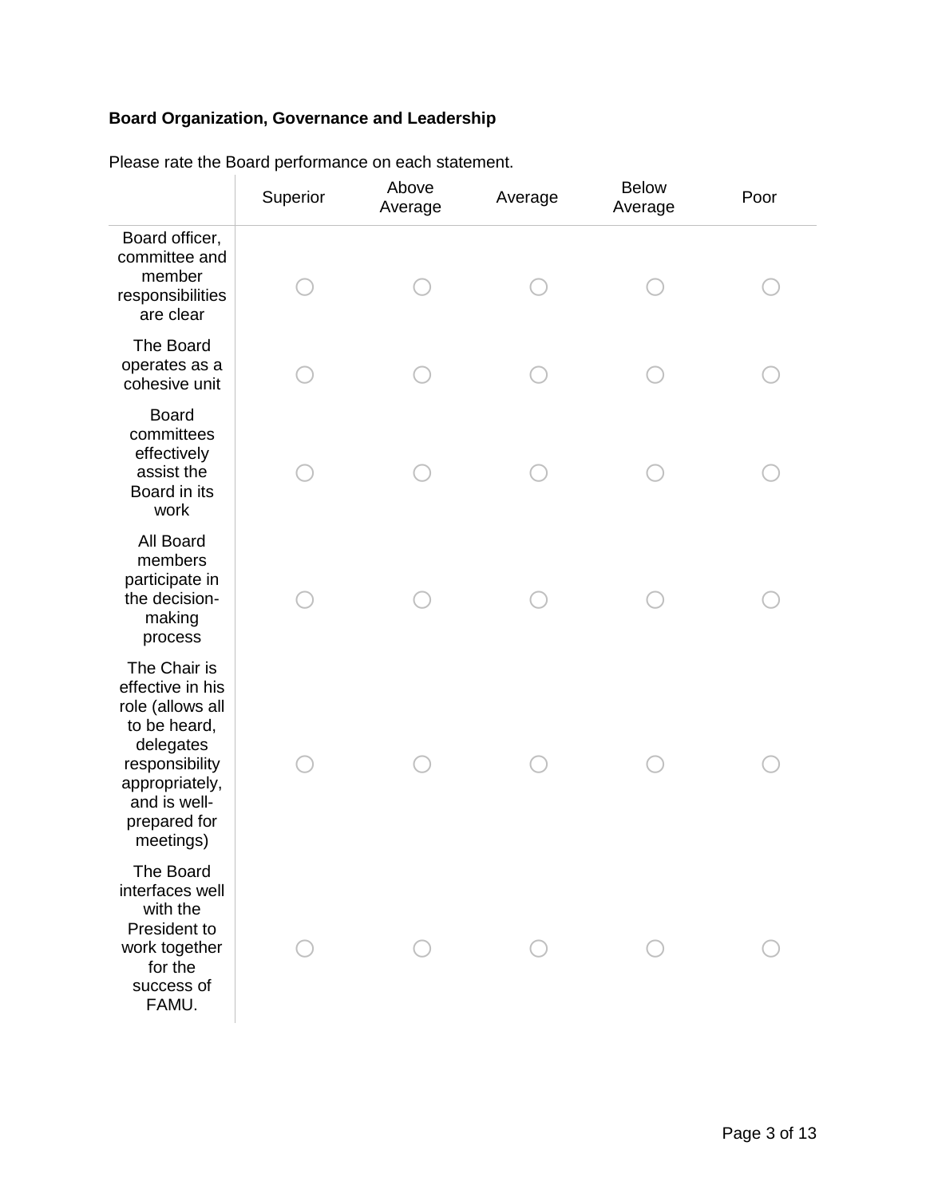**Board Organization, Governance and Leadership**

Please rate the Board performance on each statement.

| | Superior | Above Average | Average | Below Average | Poor |
|---|---|---|---|---|---|
| Board officer, committee and member responsibilities are clear | ○ | ○ | ○ | ○ | ○ |
| The Board operates as a cohesive unit | ○ | ○ | ○ | ○ | ○ |
| Board committees effectively assist the Board in its work | ○ | ○ | ○ | ○ | ○ |
| All Board members participate in the decision-making process | ○ | ○ | ○ | ○ | ○ |
| The Chair is effective in his role (allows all to be heard, delegates responsibility appropriately, and is well-prepared for meetings) | ○ | ○ | ○ | ○ | ○ |
| The Board interfaces well with the President to work together for the success of FAMU. | ○ | ○ | ○ | ○ | ○ |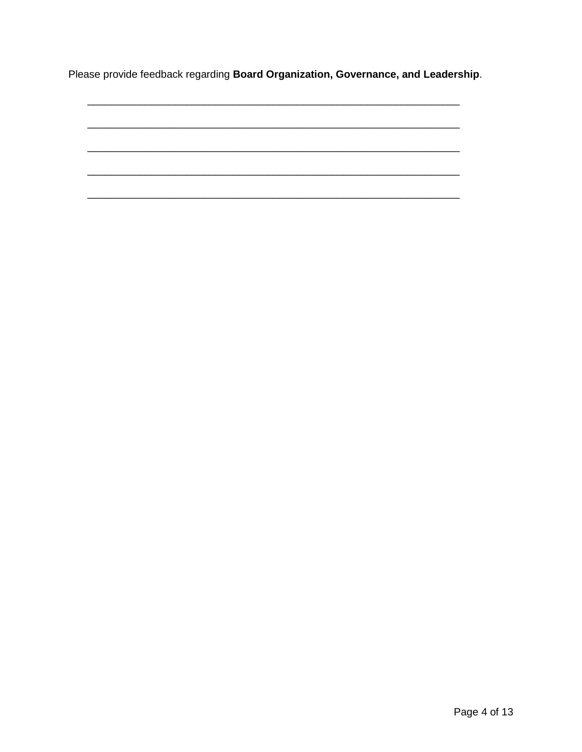Please provide feedback regarding **Board Organization, Governance, and Leadership**.

______________________________________________________________

______________________________________________________________

______________________________________________________________

______________________________________________________________

______________________________________________________________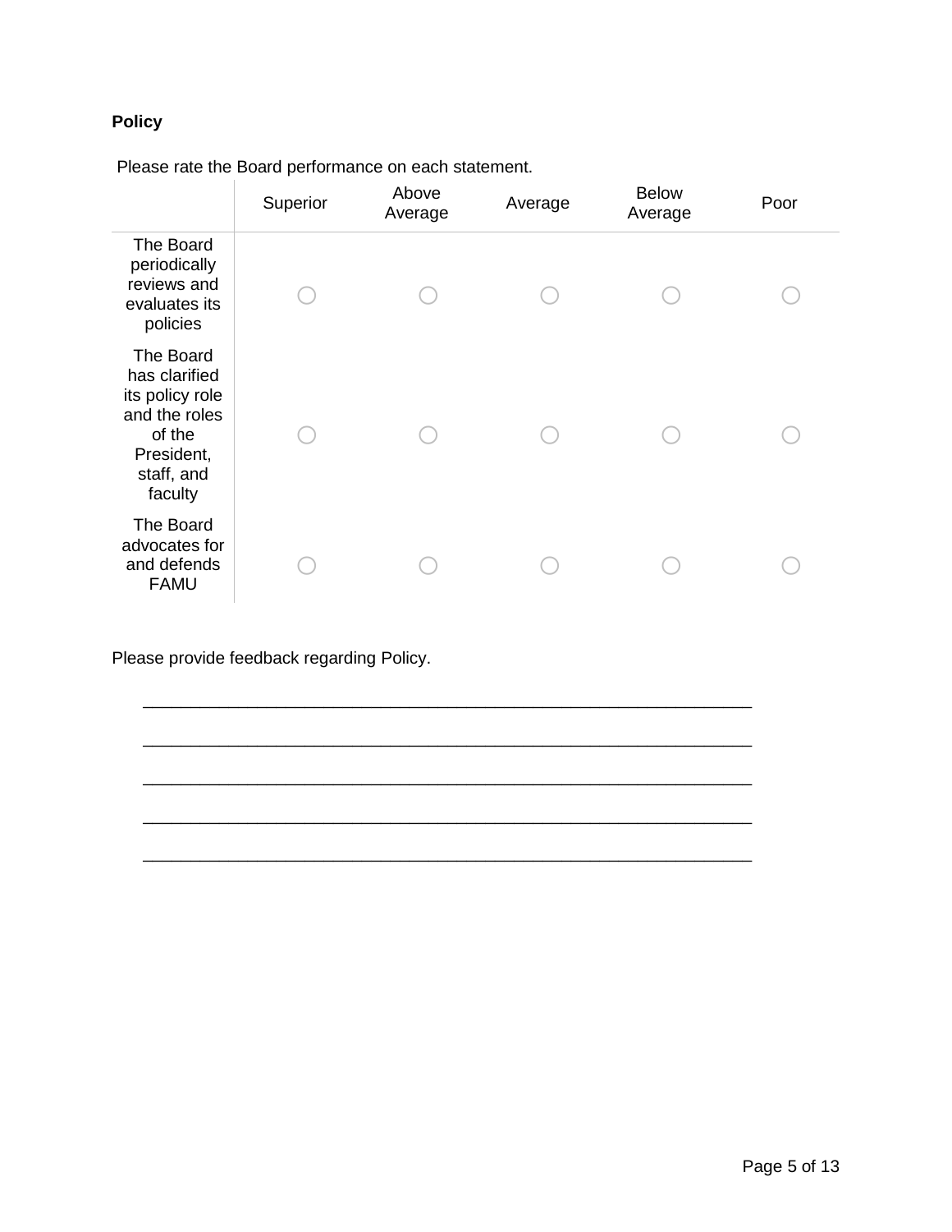**Policy**

Please rate the Board performance on each statement.

| | Superior | Above Average | Average | Below Average | Poor |
|---|---|---|---|---|---|
| The Board periodically reviews and evaluates its policies | ◯ | ◯ | ◯ | ◯ | ◯ |
| The Board has clarified its policy role and the roles of the President, staff, and faculty | ◯ | ◯ | ◯ | ◯ | ◯ |
| The Board advocates for and defends FAMU | ◯ | ◯ | ◯ | ◯ | ◯ |

Please provide feedback regarding Policy.

________________________________________________________________

________________________________________________________________

________________________________________________________________

________________________________________________________________

________________________________________________________________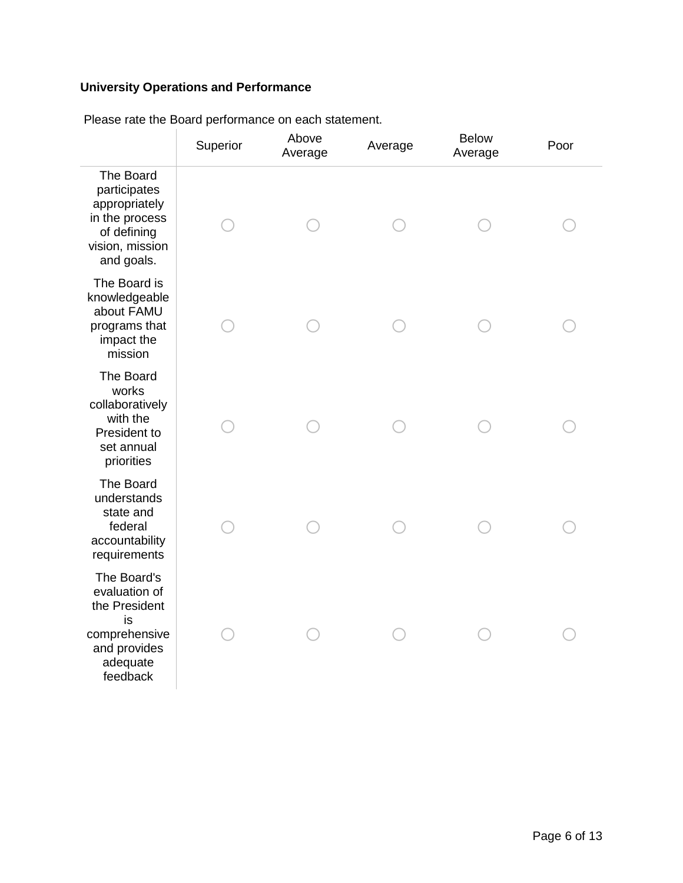**University Operations and Performance**

Please rate the Board performance on each statement.

| | Superior | Above Average | Average | Below Average | Poor |
|---|---|---|---|---|---|
| The Board participates appropriately in the process of defining vision, mission and goals. | ○ | ○ | ○ | ○ | ○ |
| The Board is knowledgeable about FAMU programs that impact the mission | ○ | ○ | ○ | ○ | ○ |
| The Board works collaboratively with the President to set annual priorities | ○ | ○ | ○ | ○ | ○ |
| The Board understands state and federal accountability requirements | ○ | ○ | ○ | ○ | ○ |
| The Board's evaluation of the President is comprehensive and provides adequate feedback | ○ | ○ | ○ | ○ | ○ |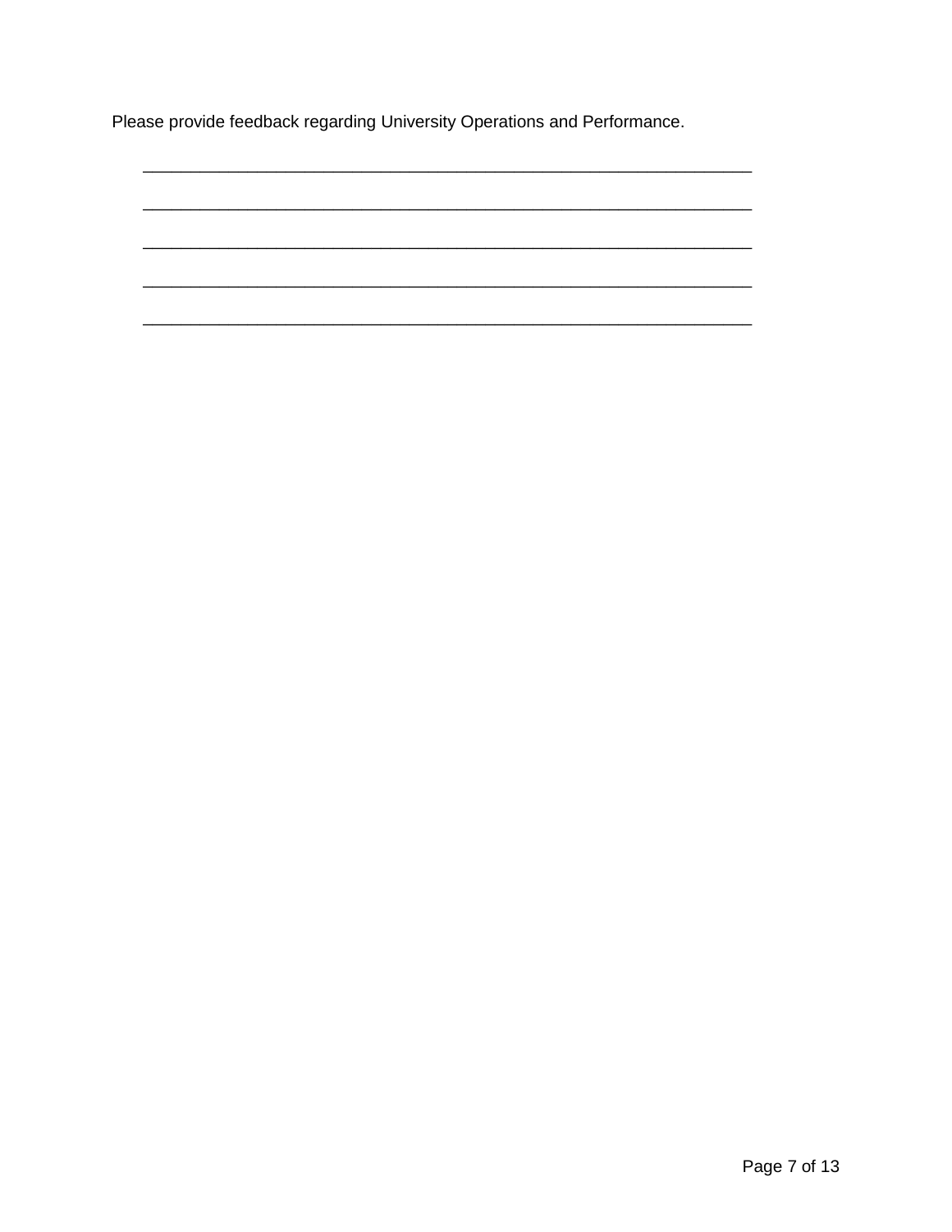Please provide feedback regarding University Operations and Performance.

_______________________________________________________________

_______________________________________________________________

_______________________________________________________________

_______________________________________________________________

_______________________________________________________________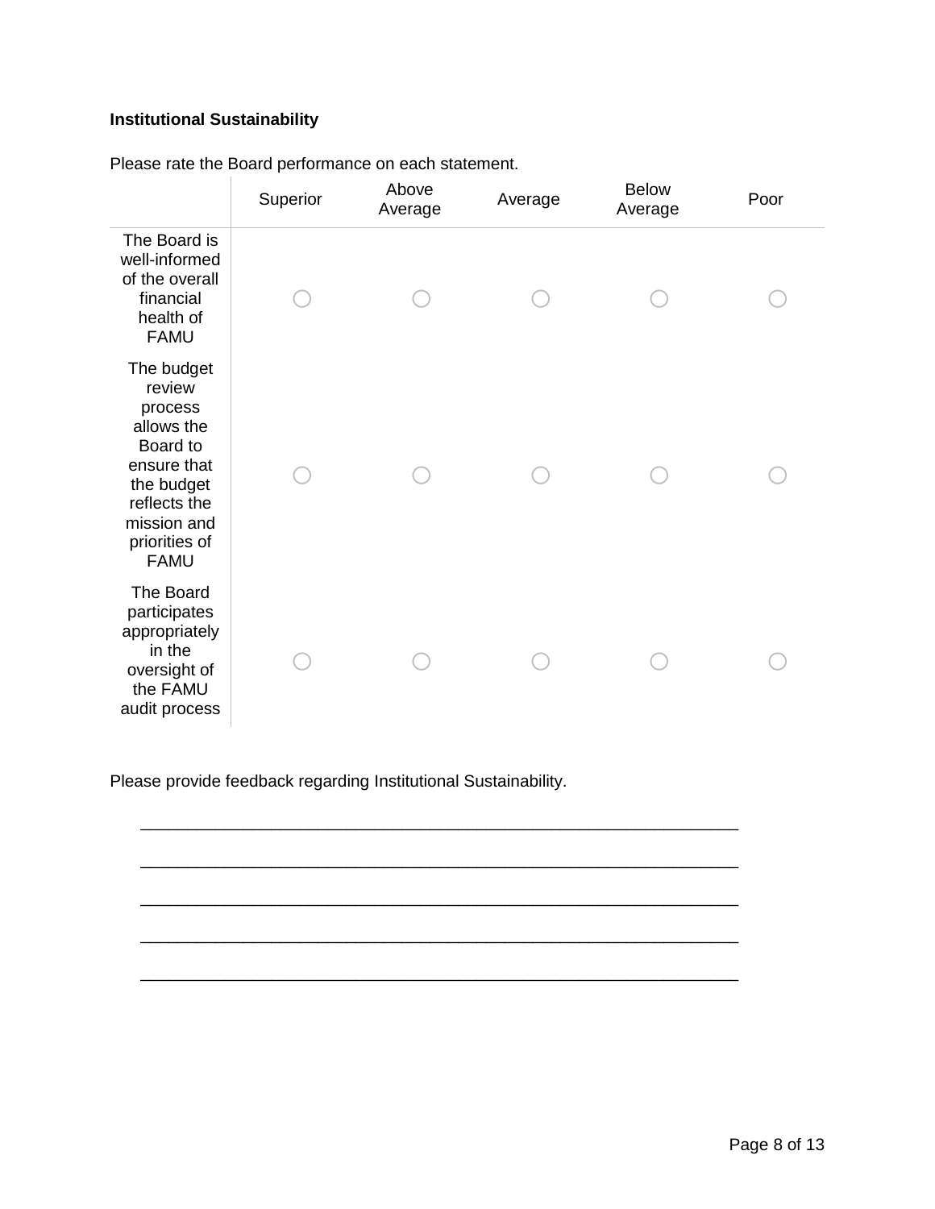**Institutional Sustainability**

Please rate the Board performance on each statement.

| | Superior | Above Average | Average | Below Average | Poor |
|---|---|---|---|---|---|
| The Board is well-informed of the overall financial health of FAMU | ○ | ○ | ○ | ○ | ○ |
| The budget review process allows the Board to ensure that the budget reflects the mission and priorities of FAMU | ○ | ○ | ○ | ○ | ○ |
| The Board participates appropriately in the oversight of the FAMU audit process | ○ | ○ | ○ | ○ | ○ |

Please provide feedback regarding Institutional Sustainability.

________________________________________________________________

________________________________________________________________

________________________________________________________________

________________________________________________________________

________________________________________________________________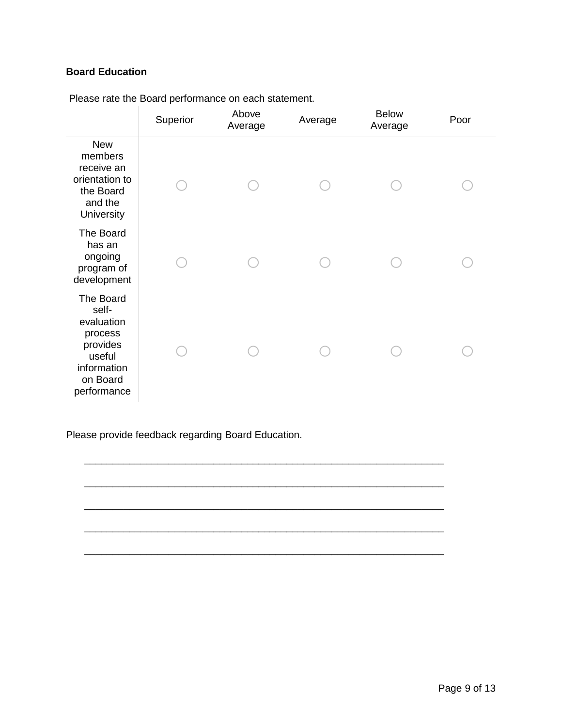**Board Education**

Please rate the Board performance on each statement.

| | Superior | Above Average | Average | Below Average | Poor |
|---|---|---|---|---|---|
| New members receive an orientation to the Board and the University | ○ | ○ | ○ | ○ | ○ |
| The Board has an ongoing program of development | ○ | ○ | ○ | ○ | ○ |
| The Board self-evaluation process provides useful information on Board performance | ○ | ○ | ○ | ○ | ○ |

Please provide feedback regarding Board Education.

_______________________________________________________________

_______________________________________________________________

_______________________________________________________________

_______________________________________________________________

_______________________________________________________________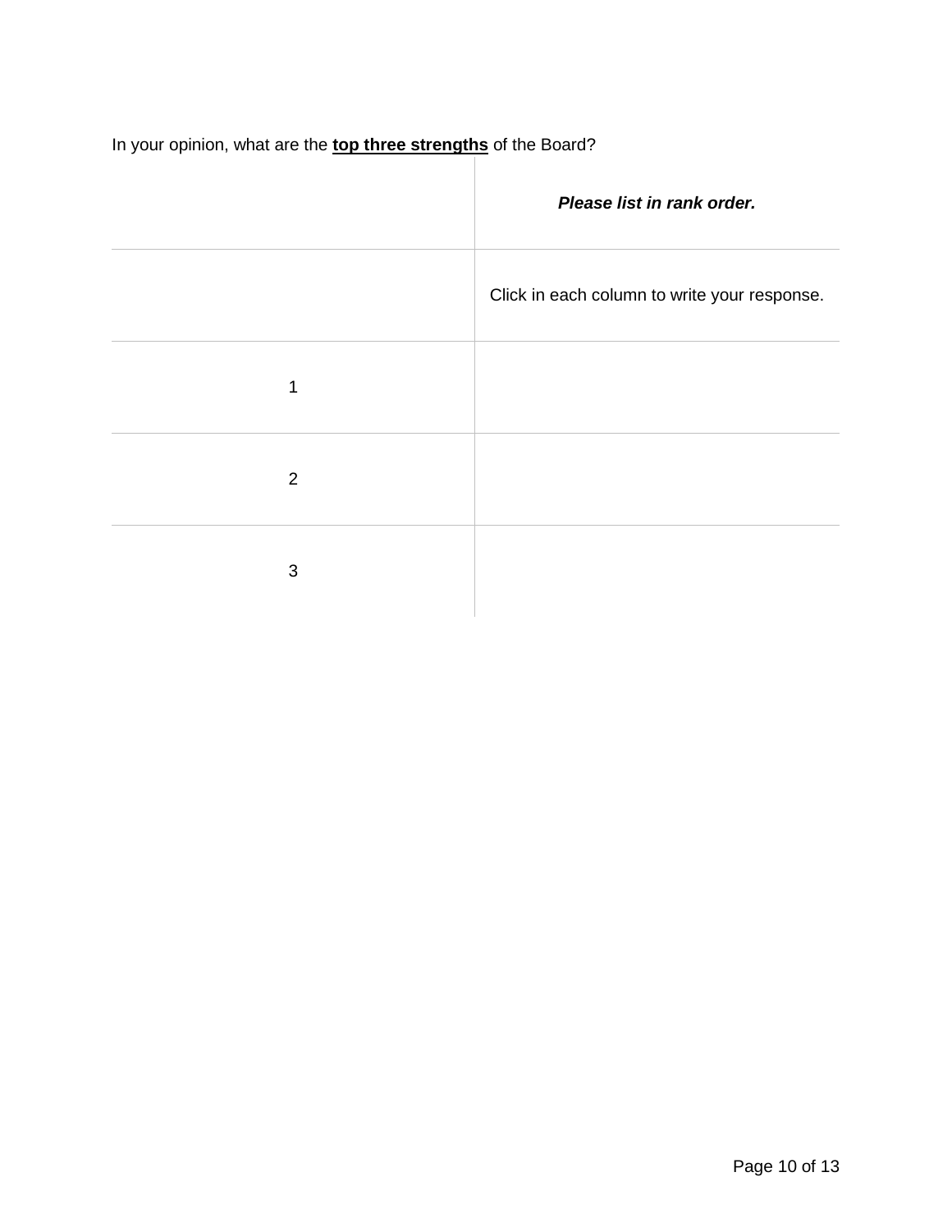In your opinion, what are the **top three strengths** of the Board?

| | ***Please list in rank order.*** |
|---|---|
| | Click in each column to write your response. |
| 1 | |
| 2 | |
| 3 | |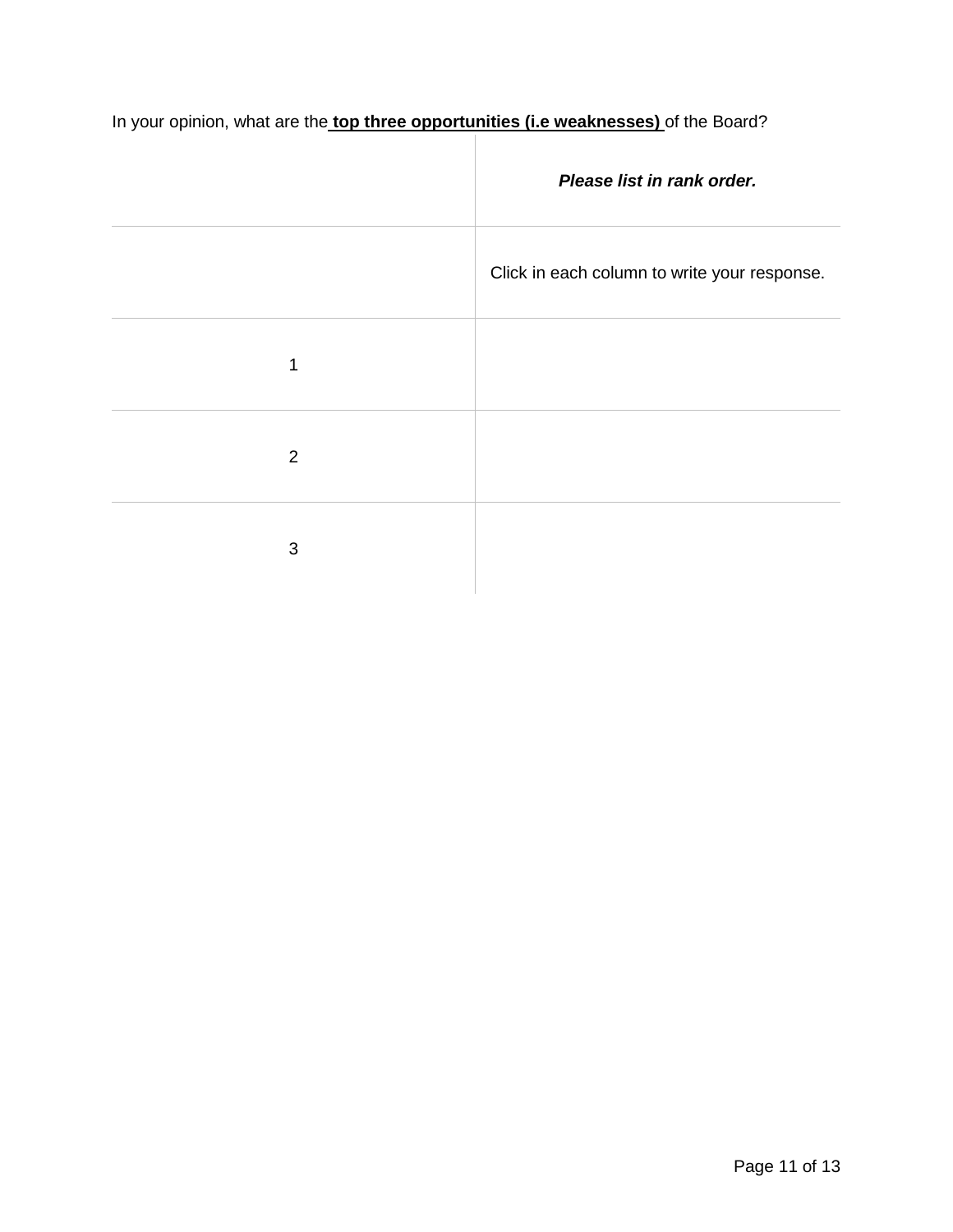In your opinion, what are the **top three opportunities (i.e weaknesses)** of the Board?

| | ***Please list in rank order.*** |
|---|---|
| | Click in each column to write your response. |
| 1 | |
| 2 | |
| 3 | |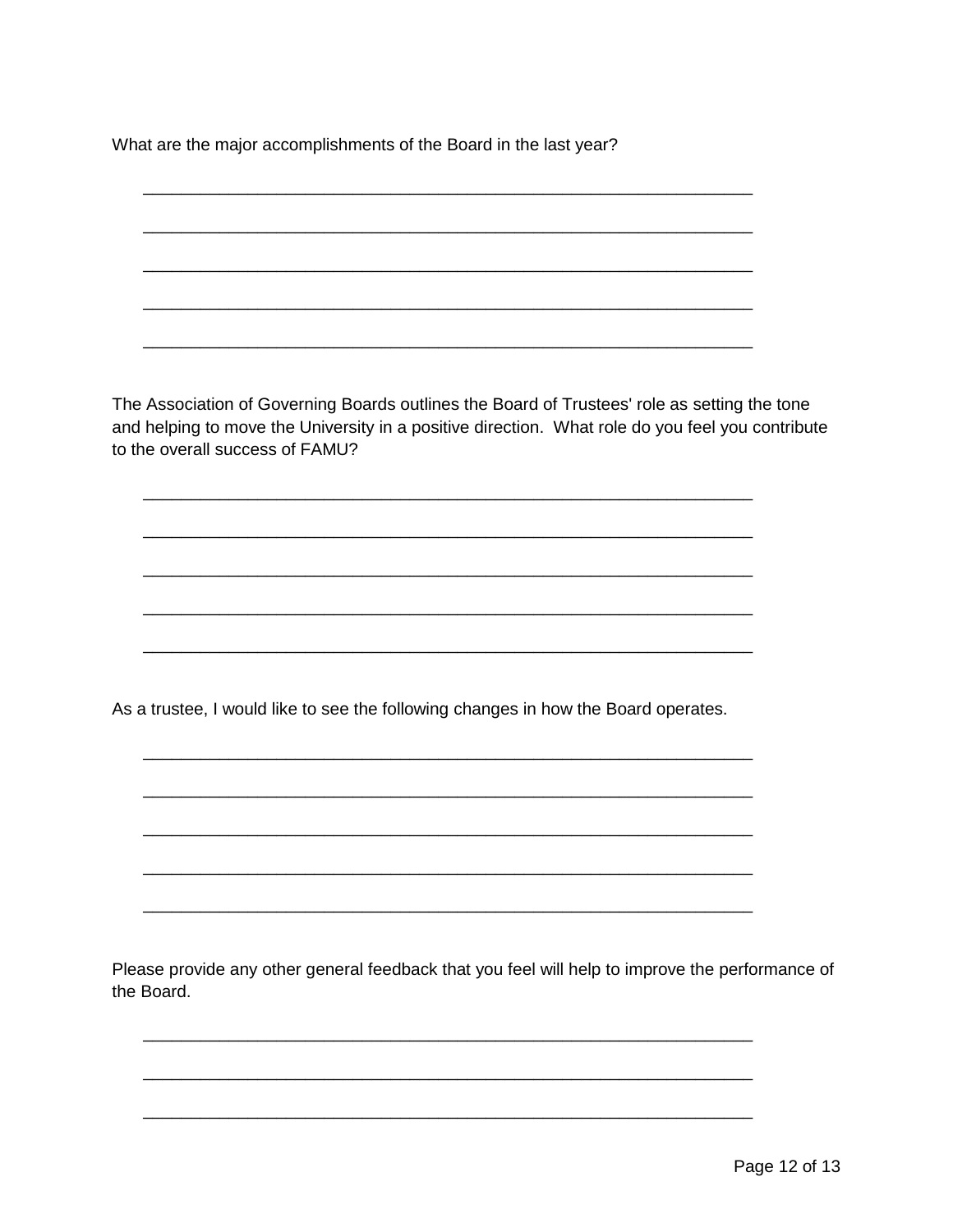What are the major accomplishments of the Board in the last year?

\_\_\_\_\_\_\_\_\_\_\_\_\_\_\_\_\_\_\_\_\_\_\_\_\_\_\_\_\_\_\_\_\_\_\_\_\_\_\_\_\_\_\_\_\_\_\_\_\_\_\_\_\_\_\_\_\_\_\_\_\_\_

\_\_\_\_\_\_\_\_\_\_\_\_\_\_\_\_\_\_\_\_\_\_\_\_\_\_\_\_\_\_\_\_\_\_\_\_\_\_\_\_\_\_\_\_\_\_\_\_\_\_\_\_\_\_\_\_\_\_\_\_\_\_

\_\_\_\_\_\_\_\_\_\_\_\_\_\_\_\_\_\_\_\_\_\_\_\_\_\_\_\_\_\_\_\_\_\_\_\_\_\_\_\_\_\_\_\_\_\_\_\_\_\_\_\_\_\_\_\_\_\_\_\_\_\_

\_\_\_\_\_\_\_\_\_\_\_\_\_\_\_\_\_\_\_\_\_\_\_\_\_\_\_\_\_\_\_\_\_\_\_\_\_\_\_\_\_\_\_\_\_\_\_\_\_\_\_\_\_\_\_\_\_\_\_\_\_\_

\_\_\_\_\_\_\_\_\_\_\_\_\_\_\_\_\_\_\_\_\_\_\_\_\_\_\_\_\_\_\_\_\_\_\_\_\_\_\_\_\_\_\_\_\_\_\_\_\_\_\_\_\_\_\_\_\_\_\_\_\_\_

The Association of Governing Boards outlines the Board of Trustees' role as setting the tone and helping to move the University in a positive direction. What role do you feel you contribute to the overall success of FAMU?

\_\_\_\_\_\_\_\_\_\_\_\_\_\_\_\_\_\_\_\_\_\_\_\_\_\_\_\_\_\_\_\_\_\_\_\_\_\_\_\_\_\_\_\_\_\_\_\_\_\_\_\_\_\_\_\_\_\_\_\_\_\_

\_\_\_\_\_\_\_\_\_\_\_\_\_\_\_\_\_\_\_\_\_\_\_\_\_\_\_\_\_\_\_\_\_\_\_\_\_\_\_\_\_\_\_\_\_\_\_\_\_\_\_\_\_\_\_\_\_\_\_\_\_\_

\_\_\_\_\_\_\_\_\_\_\_\_\_\_\_\_\_\_\_\_\_\_\_\_\_\_\_\_\_\_\_\_\_\_\_\_\_\_\_\_\_\_\_\_\_\_\_\_\_\_\_\_\_\_\_\_\_\_\_\_\_\_

\_\_\_\_\_\_\_\_\_\_\_\_\_\_\_\_\_\_\_\_\_\_\_\_\_\_\_\_\_\_\_\_\_\_\_\_\_\_\_\_\_\_\_\_\_\_\_\_\_\_\_\_\_\_\_\_\_\_\_\_\_\_

\_\_\_\_\_\_\_\_\_\_\_\_\_\_\_\_\_\_\_\_\_\_\_\_\_\_\_\_\_\_\_\_\_\_\_\_\_\_\_\_\_\_\_\_\_\_\_\_\_\_\_\_\_\_\_\_\_\_\_\_\_\_

As a trustee, I would like to see the following changes in how the Board operates.

\_\_\_\_\_\_\_\_\_\_\_\_\_\_\_\_\_\_\_\_\_\_\_\_\_\_\_\_\_\_\_\_\_\_\_\_\_\_\_\_\_\_\_\_\_\_\_\_\_\_\_\_\_\_\_\_\_\_\_\_\_\_

\_\_\_\_\_\_\_\_\_\_\_\_\_\_\_\_\_\_\_\_\_\_\_\_\_\_\_\_\_\_\_\_\_\_\_\_\_\_\_\_\_\_\_\_\_\_\_\_\_\_\_\_\_\_\_\_\_\_\_\_\_\_

\_\_\_\_\_\_\_\_\_\_\_\_\_\_\_\_\_\_\_\_\_\_\_\_\_\_\_\_\_\_\_\_\_\_\_\_\_\_\_\_\_\_\_\_\_\_\_\_\_\_\_\_\_\_\_\_\_\_\_\_\_\_

\_\_\_\_\_\_\_\_\_\_\_\_\_\_\_\_\_\_\_\_\_\_\_\_\_\_\_\_\_\_\_\_\_\_\_\_\_\_\_\_\_\_\_\_\_\_\_\_\_\_\_\_\_\_\_\_\_\_\_\_\_\_

\_\_\_\_\_\_\_\_\_\_\_\_\_\_\_\_\_\_\_\_\_\_\_\_\_\_\_\_\_\_\_\_\_\_\_\_\_\_\_\_\_\_\_\_\_\_\_\_\_\_\_\_\_\_\_\_\_\_\_\_\_\_

Please provide any other general feedback that you feel will help to improve the performance of the Board.

\_\_\_\_\_\_\_\_\_\_\_\_\_\_\_\_\_\_\_\_\_\_\_\_\_\_\_\_\_\_\_\_\_\_\_\_\_\_\_\_\_\_\_\_\_\_\_\_\_\_\_\_\_\_\_\_\_\_\_\_\_\_

\_\_\_\_\_\_\_\_\_\_\_\_\_\_\_\_\_\_\_\_\_\_\_\_\_\_\_\_\_\_\_\_\_\_\_\_\_\_\_\_\_\_\_\_\_\_\_\_\_\_\_\_\_\_\_\_\_\_\_\_\_\_

\_\_\_\_\_\_\_\_\_\_\_\_\_\_\_\_\_\_\_\_\_\_\_\_\_\_\_\_\_\_\_\_\_\_\_\_\_\_\_\_\_\_\_\_\_\_\_\_\_\_\_\_\_\_\_\_\_\_\_\_\_\_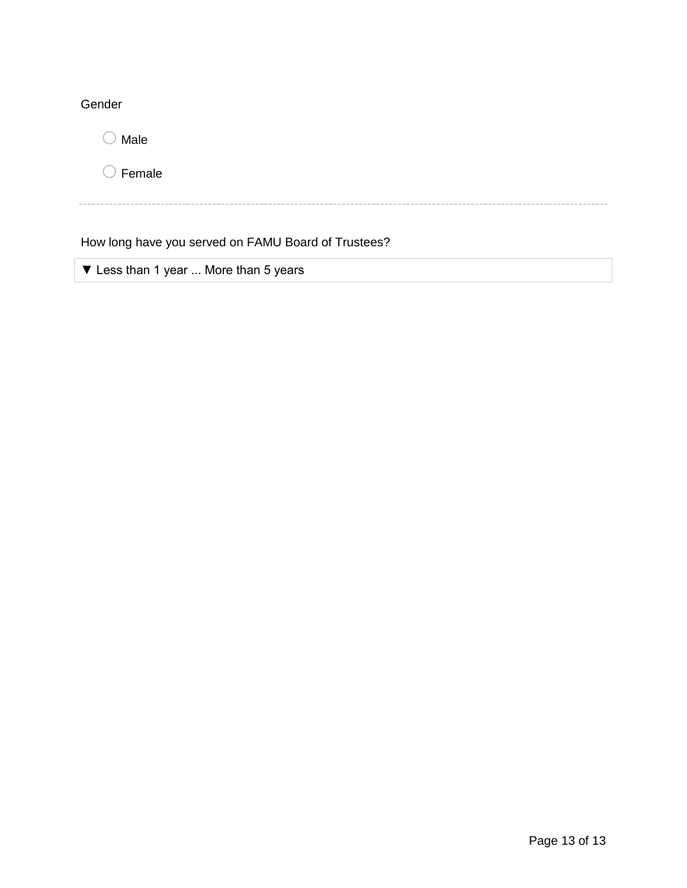Gender

○ Male

○ Female

---

How long have you served on FAMU Board of Trustees?

▼ Less than 1 year ... More than 5 years